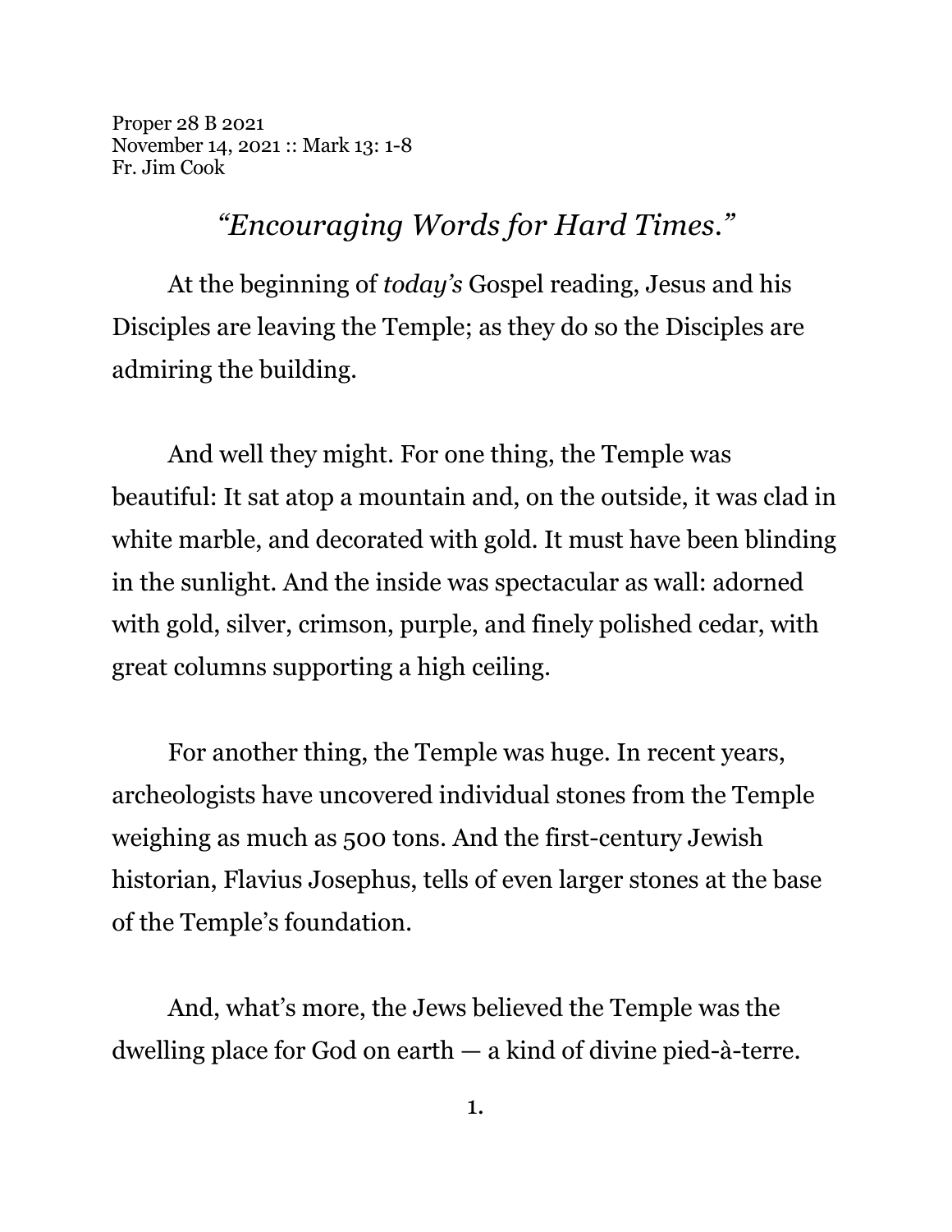Proper 28 B 2021
November 14, 2021 :: Mark 13: 1-8
Fr. Jim Cook

# *"Encouraging Words for Hard Times."*

At the beginning of *today's* Gospel reading, Jesus and his Disciples are leaving the Temple; as they do so the Disciples are admiring the building.

And well they might. For one thing, the Temple was beautiful: It sat atop a mountain and, on the outside, it was clad in white marble, and decorated with gold. It must have been blinding in the sunlight. And the inside was spectacular as wall: adorned with gold, silver, crimson, purple, and finely polished cedar, with great columns supporting a high ceiling.

For another thing, the Temple was huge. In recent years, archeologists have uncovered individual stones from the Temple weighing as much as 500 tons. And the first-century Jewish historian, Flavius Josephus, tells of even larger stones at the base of the Temple's foundation.

And, what's more, the Jews believed the Temple was the dwelling place for God on earth — a kind of divine pied-à-terre.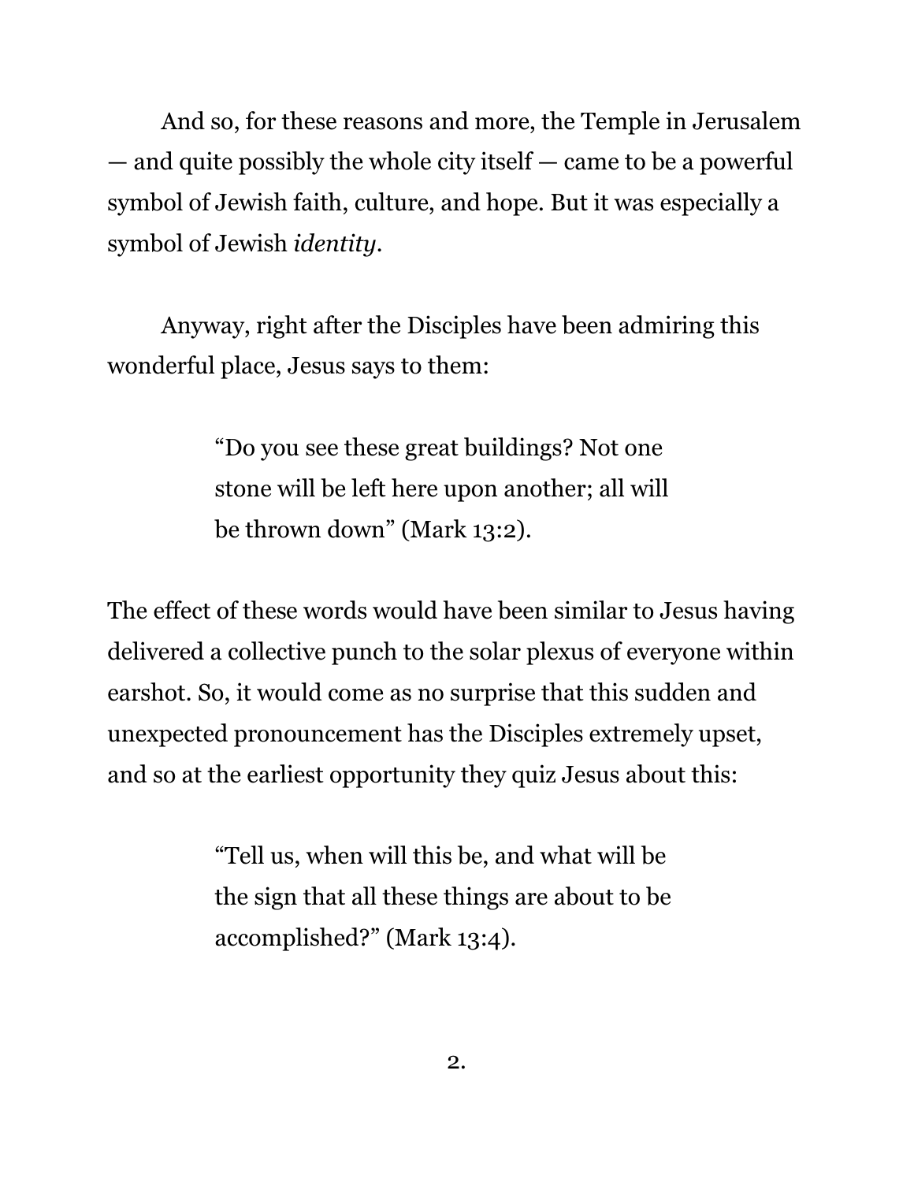And so, for these reasons and more, the Temple in Jerusalem — and quite possibly the whole city itself — came to be a powerful symbol of Jewish faith, culture, and hope. But it was especially a symbol of Jewish *identity*.

Anyway, right after the Disciples have been admiring this wonderful place, Jesus says to them:

> "Do you see these great buildings? Not one stone will be left here upon another; all will be thrown down" (Mark 13:2).

The effect of these words would have been similar to Jesus having delivered a collective punch to the solar plexus of everyone within earshot. So, it would come as no surprise that this sudden and unexpected pronouncement has the Disciples extremely upset, and so at the earliest opportunity they quiz Jesus about this:

> "Tell us, when will this be, and what will be the sign that all these things are about to be accomplished?" (Mark 13:4).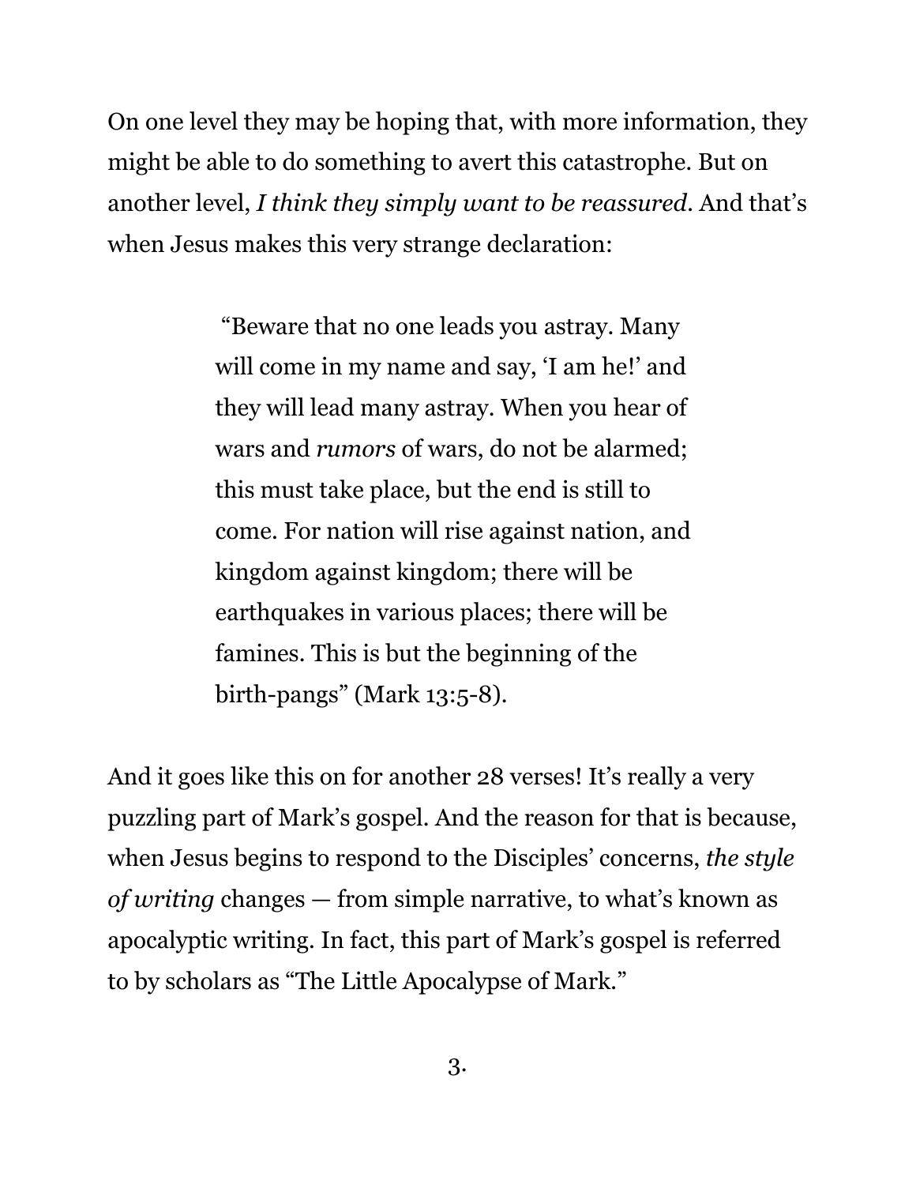On one level they may be hoping that, with more information, they might be able to do something to avert this catastrophe. But on another level, *I think they simply want to be reassured*. And that's when Jesus makes this very strange declaration:

> "Beware that no one leads you astray. Many will come in my name and say, 'I am he!' and they will lead many astray. When you hear of wars and *rumors* of wars, do not be alarmed; this must take place, but the end is still to come. For nation will rise against nation, and kingdom against kingdom; there will be earthquakes in various places; there will be famines. This is but the beginning of the birth-pangs" (Mark 13:5-8).

And it goes like this on for another 28 verses! It's really a very puzzling part of Mark's gospel. And the reason for that is because, when Jesus begins to respond to the Disciples' concerns, *the style of writing* changes — from simple narrative, to what's known as apocalyptic writing. In fact, this part of Mark's gospel is referred to by scholars as "The Little Apocalypse of Mark."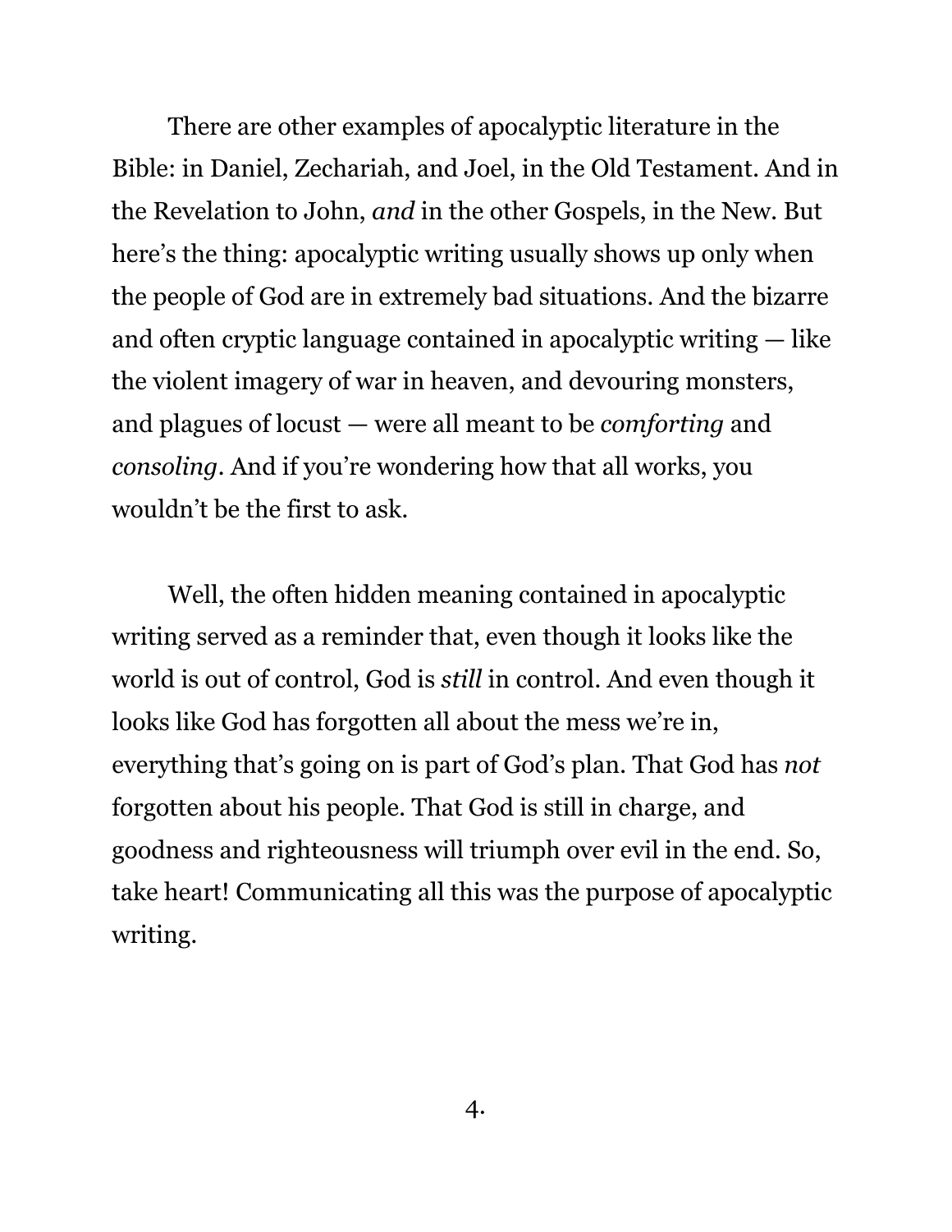There are other examples of apocalyptic literature in the Bible: in Daniel, Zechariah, and Joel, in the Old Testament. And in the Revelation to John, *and* in the other Gospels, in the New. But here's the thing: apocalyptic writing usually shows up only when the people of God are in extremely bad situations. And the bizarre and often cryptic language contained in apocalyptic writing — like the violent imagery of war in heaven, and devouring monsters, and plagues of locust — were all meant to be *comforting* and *consoling*. And if you're wondering how that all works, you wouldn't be the first to ask.

Well, the often hidden meaning contained in apocalyptic writing served as a reminder that, even though it looks like the world is out of control, God is *still* in control. And even though it looks like God has forgotten all about the mess we're in, everything that's going on is part of God's plan. That God has *not* forgotten about his people. That God is still in charge, and goodness and righteousness will triumph over evil in the end. So, take heart! Communicating all this was the purpose of apocalyptic writing.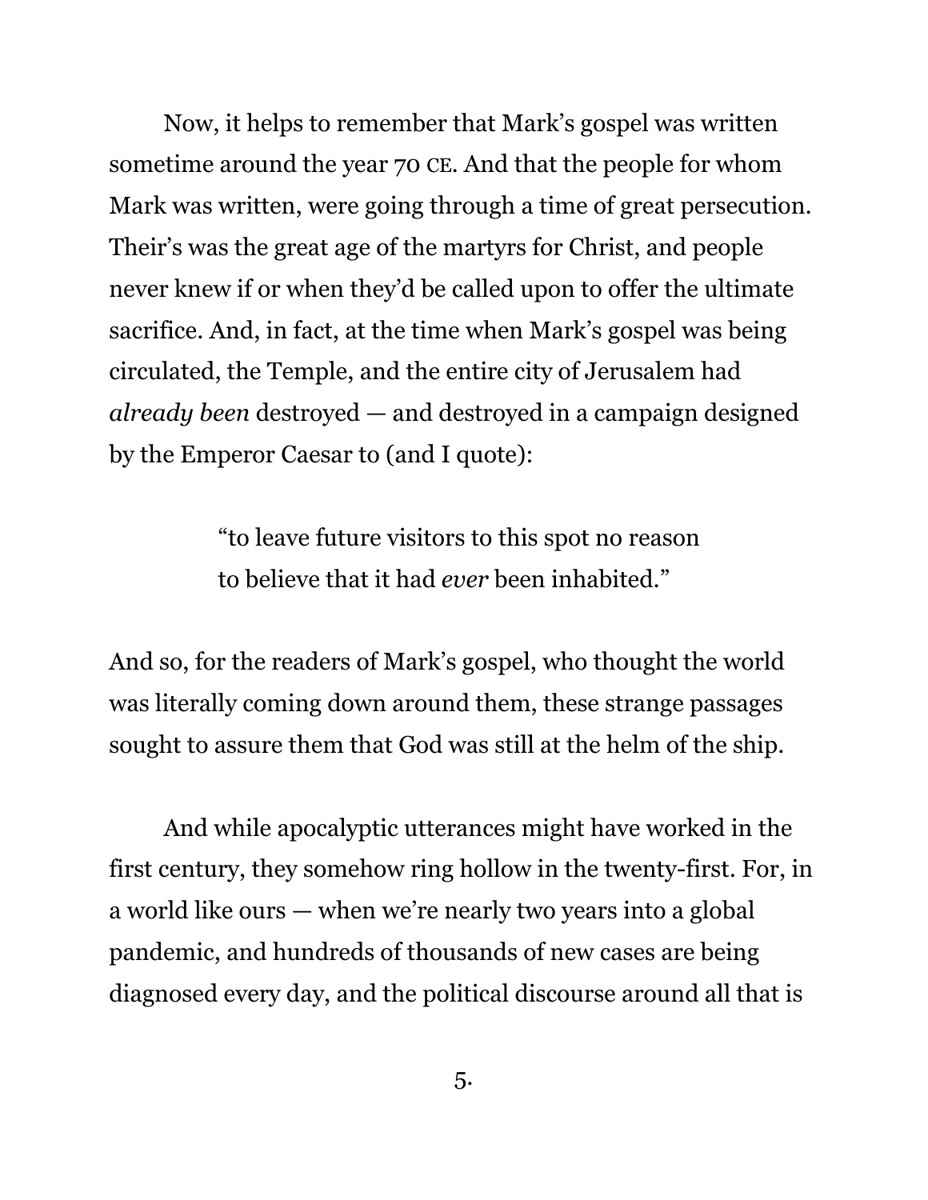Now, it helps to remember that Mark's gospel was written sometime around the year 70 CE. And that the people for whom Mark was written, were going through a time of great persecution. Their's was the great age of the martyrs for Christ, and people never knew if or when they'd be called upon to offer the ultimate sacrifice. And, in fact, at the time when Mark's gospel was being circulated, the Temple, and the entire city of Jerusalem had *already been* destroyed — and destroyed in a campaign designed by the Emperor Caesar to (and I quote):

> "to leave future visitors to this spot no reason
> to believe that it had *ever* been inhabited."

And so, for the readers of Mark's gospel, who thought the world was literally coming down around them, these strange passages sought to assure them that God was still at the helm of the ship.

And while apocalyptic utterances might have worked in the first century, they somehow ring hollow in the twenty-first. For, in a world like ours — when we're nearly two years into a global pandemic, and hundreds of thousands of new cases are being diagnosed every day, and the political discourse around all that is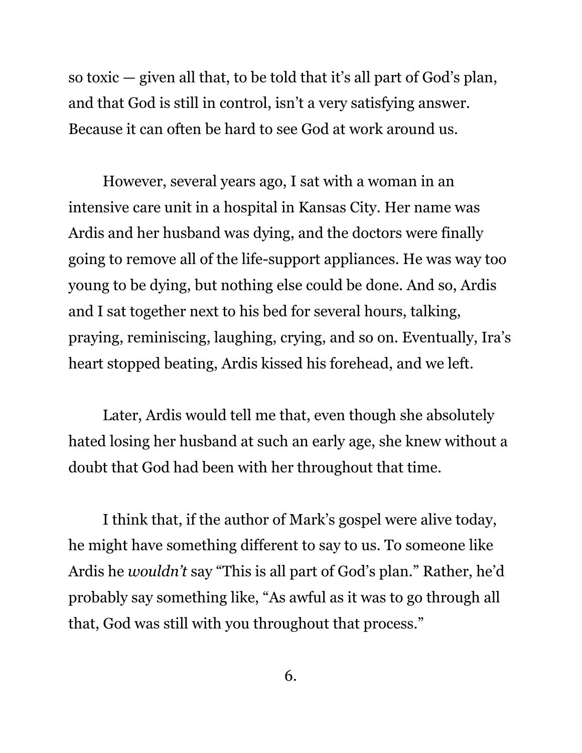so toxic — given all that, to be told that it's all part of God's plan, and that God is still in control, isn't a very satisfying answer. Because it can often be hard to see God at work around us.

However, several years ago, I sat with a woman in an intensive care unit in a hospital in Kansas City. Her name was Ardis and her husband was dying, and the doctors were finally going to remove all of the life-support appliances. He was way too young to be dying, but nothing else could be done. And so, Ardis and I sat together next to his bed for several hours, talking, praying, reminiscing, laughing, crying, and so on. Eventually, Ira's heart stopped beating, Ardis kissed his forehead, and we left.

Later, Ardis would tell me that, even though she absolutely hated losing her husband at such an early age, she knew without a doubt that God had been with her throughout that time.

I think that, if the author of Mark's gospel were alive today, he might have something different to say to us. To someone like Ardis he *wouldn't* say "This is all part of God's plan." Rather, he'd probably say something like, "As awful as it was to go through all that, God was still with you throughout that process."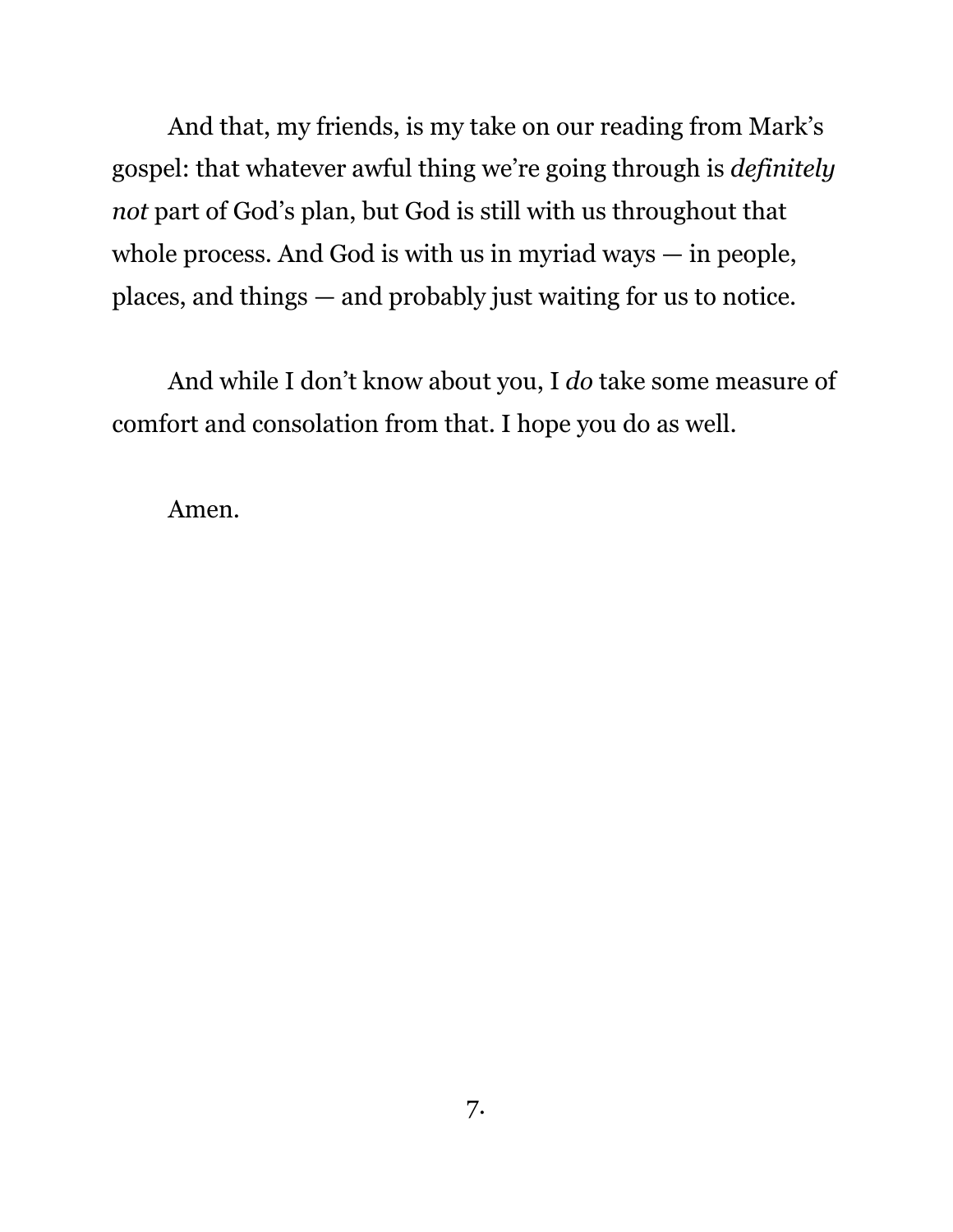And that, my friends, is my take on our reading from Mark's gospel: that whatever awful thing we're going through is *definitely not* part of God's plan, but God is still with us throughout that whole process. And God is with us in myriad ways — in people, places, and things — and probably just waiting for us to notice.

And while I don't know about you, I *do* take some measure of comfort and consolation from that. I hope you do as well.

Amen.